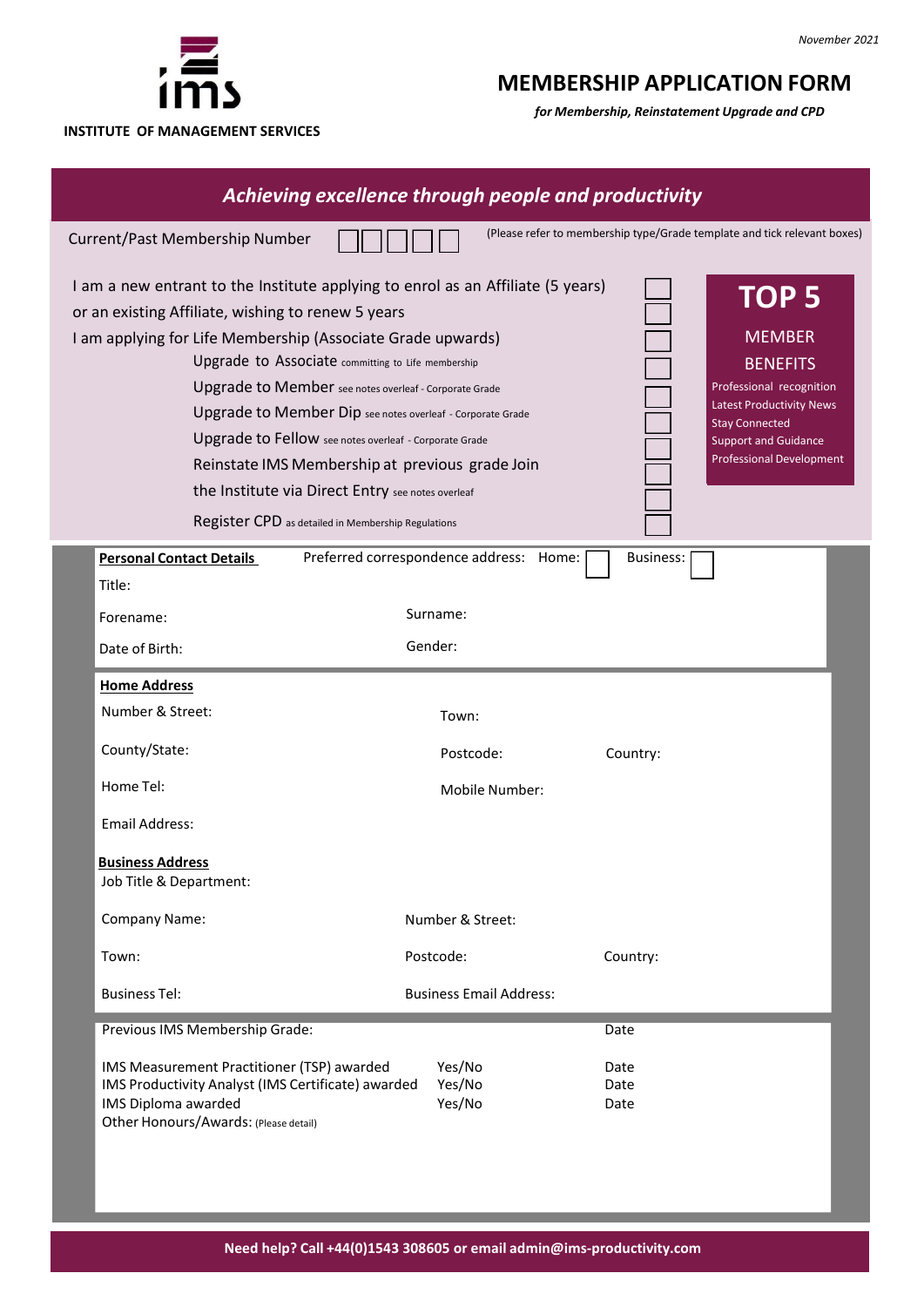November 2021

**INSTITUTE OF MANAGEMENT SERVICES**

# MEMBERSHIP APPLICATION FORM

***for Membership, Reinstatement Upgrade and CPD***

## *Achieving excellence through people and productivity*

Current/Past Membership Number ☐☐☐☐☐

(Please refer to membership type/Grade template and tick relevant boxes)

- I am a new entrant to the Institute applying to enrol as an Affiliate (5 years) ☐
- or an existing Affiliate, wishing to renew 5 years ☐
- I am applying for Life Membership (Associate Grade upwards) ☐
  - Upgrade to Associate committing to Life membership ☐
  - Upgrade to Member see notes overleaf - Corporate Grade ☐
  - Upgrade to Member Dip see notes overleaf - Corporate Grade ☐
  - Upgrade to Fellow see notes overleaf - Corporate Grade ☐
  - Reinstate IMS Membership at previous grade ☐
  - Join the Institute via Direct Entry see notes overleaf ☐
  - Register CPD as detailed in Membership Regulations ☐

**TOP 5**

MEMBER BENEFITS

- Professional recognition
- Latest Productivity News
- Stay Connected
- Support and Guidance
- Professional Development

**Personal Contact Details** Preferred correspondence address: Home: ☐ Business: ☐

Title:

Forename: Surname:

Date of Birth: Gender:

**Home Address**

Number & Street: Town:

County/State: Postcode: Country:

Home Tel: Mobile Number:

Email Address:

**Business Address**

Job Title & Department:

Company Name: Number & Street:

Town: Postcode: Country:

Business Tel: Business Email Address:

Previous IMS Membership Grade: Date

| | | |
|---|---|---|
| IMS Measurement Practitioner (TSP) awarded | Yes/No | Date |
| IMS Productivity Analyst (IMS Certificate) awarded | Yes/No | Date |
| IMS Diploma awarded | Yes/No | Date |

Other Honours/Awards: (Please detail)

**Need help? Call +44(0)1543 308605 or email admin@ims-productivity.com**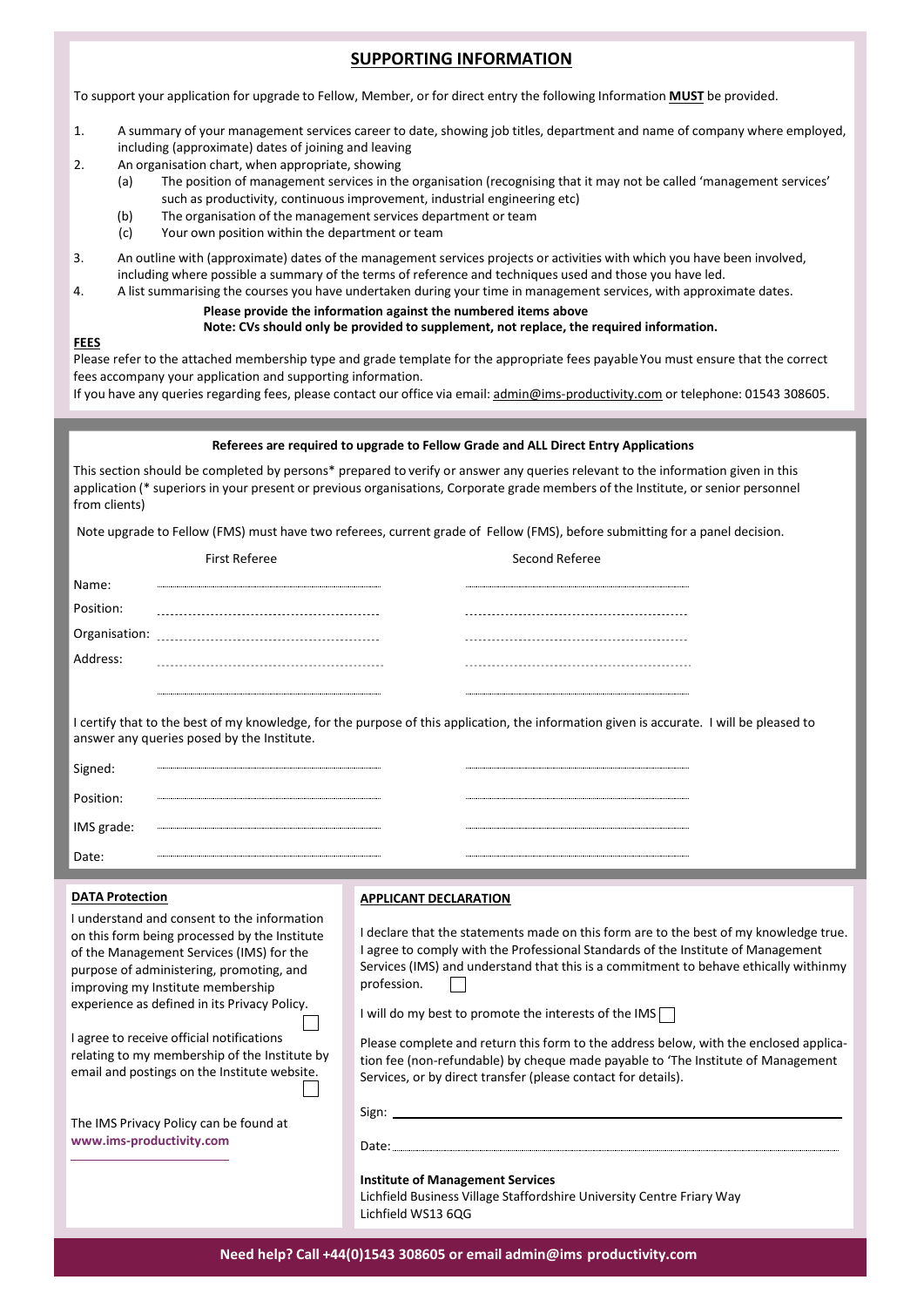## SUPPORTING INFORMATION

To support your application for upgrade to Fellow, Member, or for direct entry the following Information **MUST** be provided.

1. A summary of your management services career to date, showing job titles, department and name of company where employed, including (approximate) dates of joining and leaving
2. An organisation chart, when appropriate, showing
   (a) The position of management services in the organisation (recognising that it may not be called 'management services' such as productivity, continuous improvement, industrial engineering etc)
   (b) The organisation of the management services department or team
   (c) Your own position within the department or team
3. An outline with (approximate) dates of the management services projects or activities with which you have been involved, including where possible a summary of the terms of reference and techniques used and those you have led.
4. A list summarising the courses you have undertaken during your time in management services, with approximate dates.

**Please provide the information against the numbered items above**
**Note: CVs should only be provided to supplement, not replace, the required information.**

**FEES**

Please refer to the attached membership type and grade template for the appropriate fees payable You must ensure that the correct fees accompany your application and supporting information.

If you have any queries regarding fees, please contact our office via email: admin@ims-productivity.com or telephone: 01543 308605.

**Referees are required to upgrade to Fellow Grade and ALL Direct Entry Applications**

This section should be completed by persons* prepared to verify or answer any queries relevant to the information given in this application (* superiors in your present or previous organisations, Corporate grade members of the Institute, or senior personnel from clients)

Note upgrade to Fellow (FMS) must have two referees, current grade of Fellow (FMS), before submitting for a panel decision.

| | First Referee | Second Referee |
|---|---|---|
| Name: | ........................ | ........................ |
| Position: | ........................ | ........................ |
| Organisation: | ........................ | ........................ |
| Address: | ........................ | ........................ |
| | ........................ | ........................ |

I certify that to the best of my knowledge, for the purpose of this application, the information given is accurate. I will be pleased to answer any queries posed by the Institute.

| | | |
|---|---|---|
| Signed: | ........................ | ........................ |
| Position: | ........................ | ........................ |
| IMS grade: | ........................ | ........................ |
| Date: | ........................ | ........................ |

**DATA Protection**

I understand and consent to the information on this form being processed by the Institute of the Management Services (IMS) for the purpose of administering, promoting, and improving my Institute membership experience as defined in its Privacy Policy. ☐

I agree to receive official notifications relating to my membership of the Institute by email and postings on the Institute website. ☐

The IMS Privacy Policy can be found at **www.ims-productivity.com**

**APPLICANT DECLARATION**

I declare that the statements made on this form are to the best of my knowledge true. I agree to comply with the Professional Standards of the Institute of Management Services (IMS) and understand that this is a commitment to behave ethically withinmy profession. ☐

I will do my best to promote the interests of the IMS ☐

Please complete and return this form to the address below, with the enclosed application fee (non-refundable) by cheque made payable to 'The Institute of Management Services, or by direct transfer (please contact for details).

Sign: ______________________

Date: ........................

**Institute of Management Services**
Lichfield Business Village Staffordshire University Centre Friary Way
Lichfield WS13 6QG

**Need help? Call +44(0)1543 308605 or email admin@ims productivity.com**